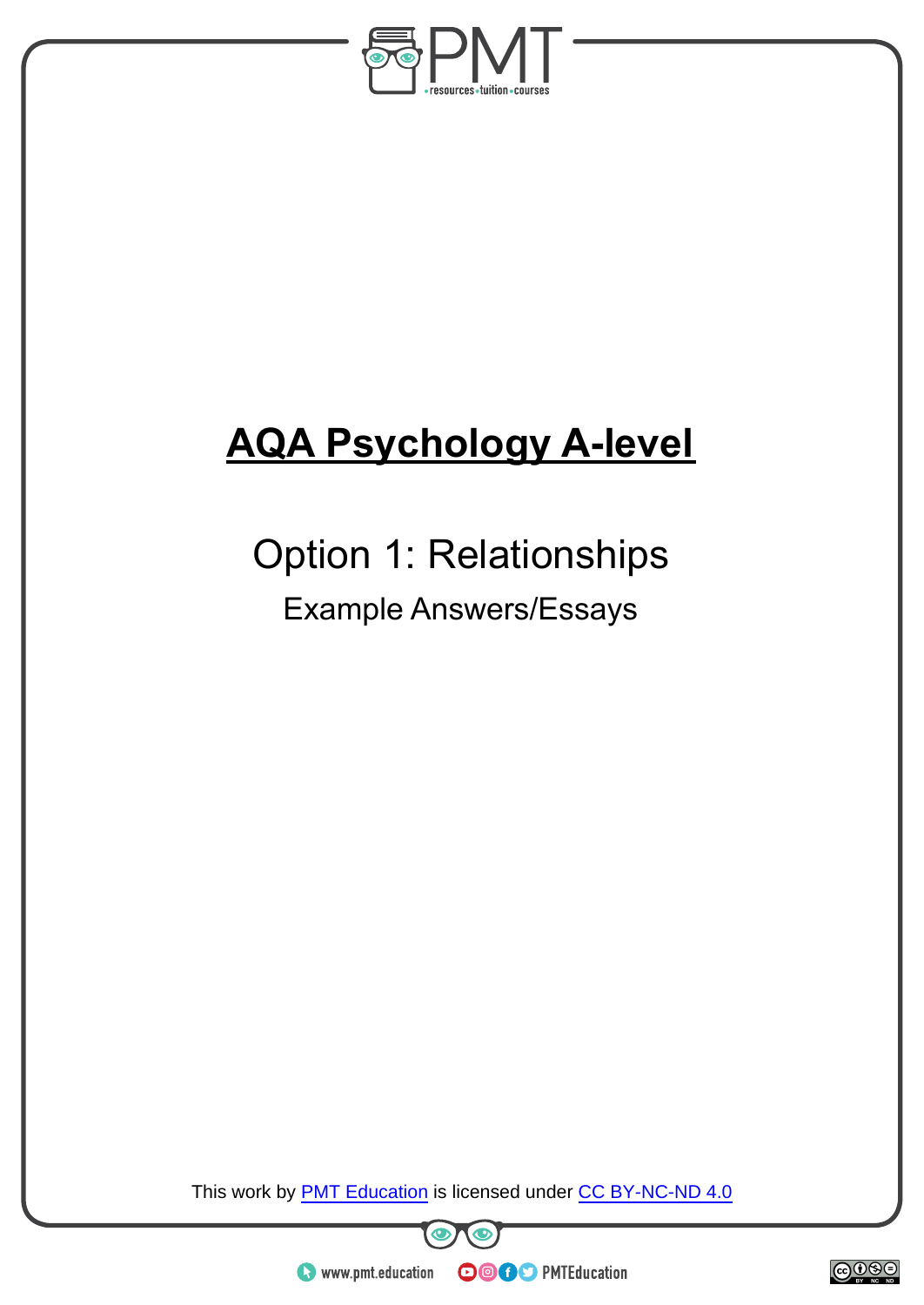# AQA Psychology A-level

## Option 1: Relationships

### Example Answers/Essays

This work by PMT Education is licensed under CC BY-NC-ND 4.0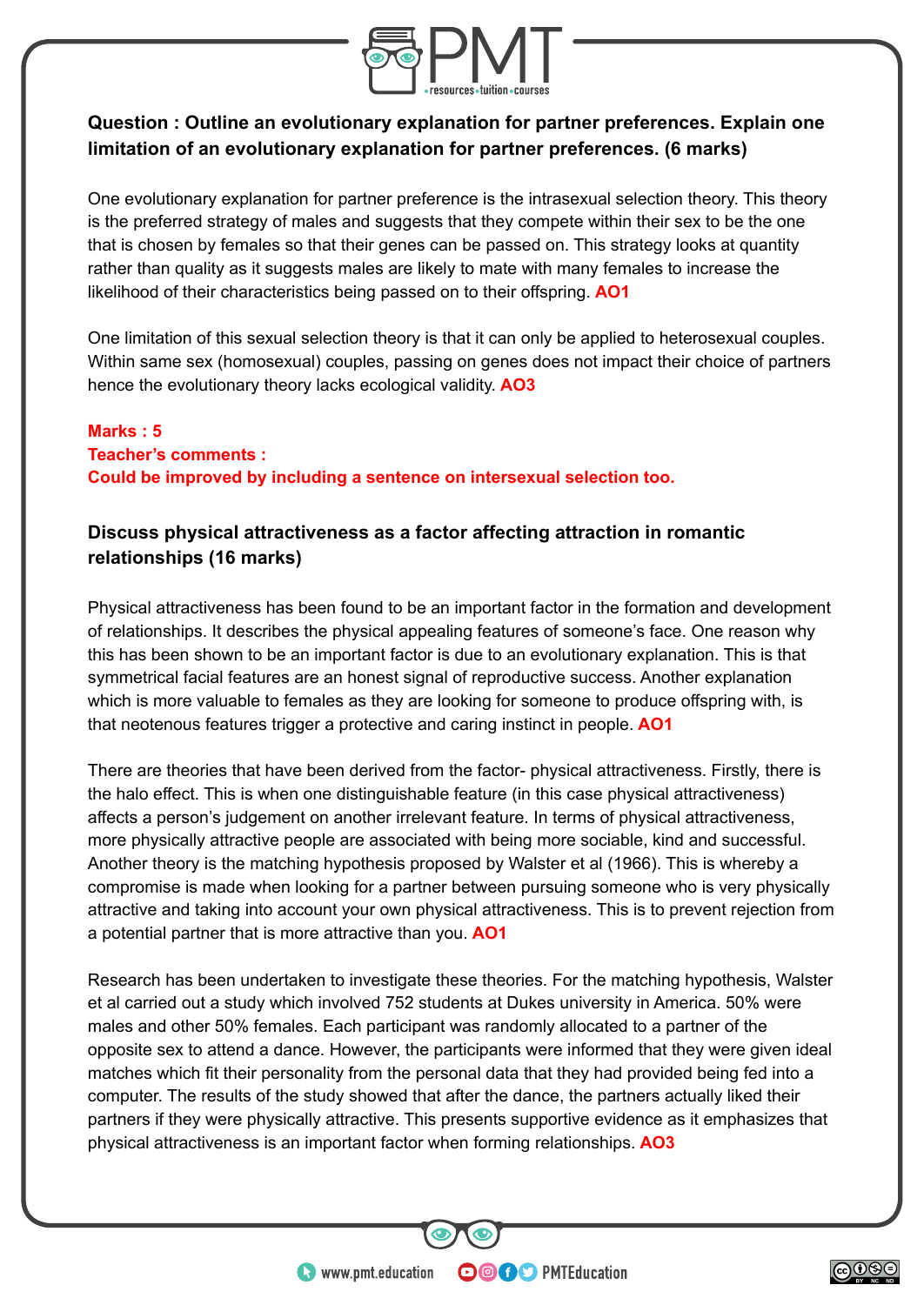**Question : Outline an evolutionary explanation for partner preferences. Explain one limitation of an evolutionary explanation for partner preferences. (6 marks)**

One evolutionary explanation for partner preference is the intrasexual selection theory. This theory is the preferred strategy of males and suggests that they compete within their sex to be the one that is chosen by females so that their genes can be passed on. This strategy looks at quantity rather than quality as it suggests males are likely to mate with many females to increase the likelihood of their characteristics being passed on to their offspring. **AO1**

One limitation of this sexual selection theory is that it can only be applied to heterosexual couples. Within same sex (homosexual) couples, passing on genes does not impact their choice of partners hence the evolutionary theory lacks ecological validity. **AO3**

**Marks : 5**
**Teacher's comments :**
**Could be improved by including a sentence on intersexual selection too.**

**Discuss physical attractiveness as a factor affecting attraction in romantic relationships (16 marks)**

Physical attractiveness has been found to be an important factor in the formation and development of relationships. It describes the physical appealing features of someone's face. One reason why this has been shown to be an important factor is due to an evolutionary explanation. This is that symmetrical facial features are an honest signal of reproductive success. Another explanation which is more valuable to females as they are looking for someone to produce offspring with, is that neotenous features trigger a protective and caring instinct in people. **AO1**

There are theories that have been derived from the factor- physical attractiveness. Firstly, there is the halo effect. This is when one distinguishable feature (in this case physical attractiveness) affects a person's judgement on another irrelevant feature. In terms of physical attractiveness, more physically attractive people are associated with being more sociable, kind and successful. Another theory is the matching hypothesis proposed by Walster et al (1966). This is whereby a compromise is made when looking for a partner between pursuing someone who is very physically attractive and taking into account your own physical attractiveness. This is to prevent rejection from a potential partner that is more attractive than you. **AO1**

Research has been undertaken to investigate these theories. For the matching hypothesis, Walster et al carried out a study which involved 752 students at Dukes university in America. 50% were males and other 50% females. Each participant was randomly allocated to a partner of the opposite sex to attend a dance. However, the participants were informed that they were given ideal matches which fit their personality from the personal data that they had provided being fed into a computer. The results of the study showed that after the dance, the partners actually liked their partners if they were physically attractive. This presents supportive evidence as it emphasizes that physical attractiveness is an important factor when forming relationships. **AO3**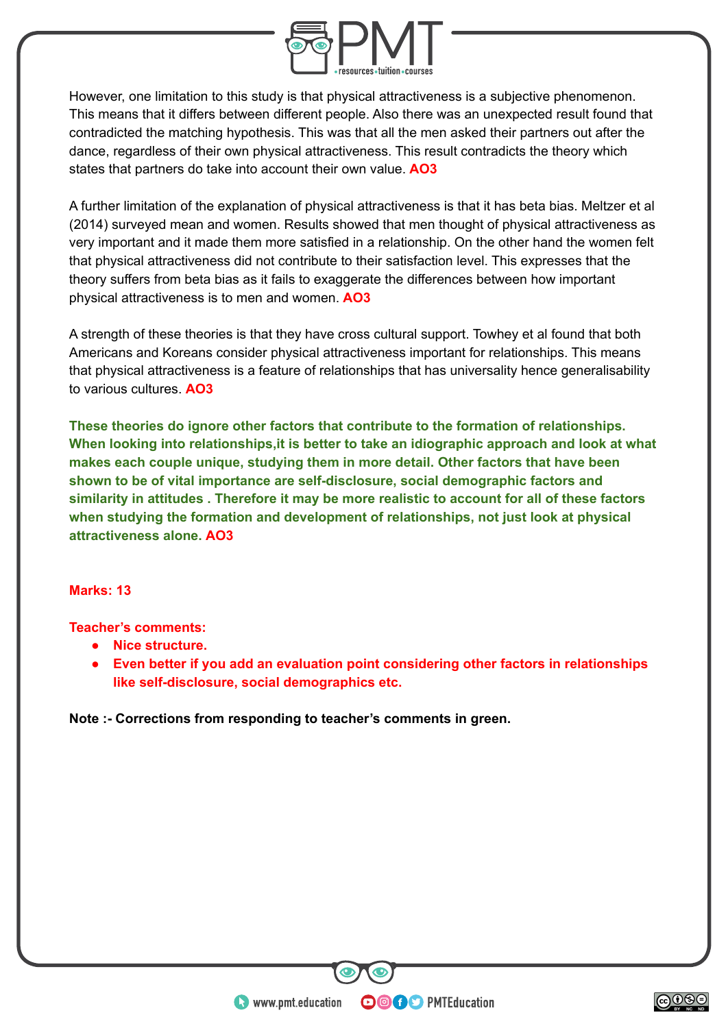However, one limitation to this study is that physical attractiveness is a subjective phenomenon. This means that it differs between different people. Also there was an unexpected result found that contradicted the matching hypothesis. This was that all the men asked their partners out after the dance, regardless of their own physical attractiveness. This result contradicts the theory which states that partners do take into account their own value. **AO3**

A further limitation of the explanation of physical attractiveness is that it has beta bias. Meltzer et al (2014) surveyed mean and women. Results showed that men thought of physical attractiveness as very important and it made them more satisfied in a relationship. On the other hand the women felt that physical attractiveness did not contribute to their satisfaction level. This expresses that the theory suffers from beta bias as it fails to exaggerate the differences between how important physical attractiveness is to men and women. **AO3**

A strength of these theories is that they have cross cultural support. Towhey et al found that both Americans and Koreans consider physical attractiveness important for relationships. This means that physical attractiveness is a feature of relationships that has universality hence generalisability to various cultures. **AO3**

**These theories do ignore other factors that contribute to the formation of relationships. When looking into relationships,it is better to take an idiographic approach and look at what makes each couple unique, studying them in more detail. Other factors that have been shown to be of vital importance are self-disclosure, social demographic factors and similarity in attitudes . Therefore it may be more realistic to account for all of these factors when studying the formation and development of relationships, not just look at physical attractiveness alone. AO3**

**Marks: 13**

**Teacher's comments:**

- **Nice structure.**
- **Even better if you add an evaluation point considering other factors in relationships like self-disclosure, social demographics etc.**

**Note :- Corrections from responding to teacher's comments in green.**